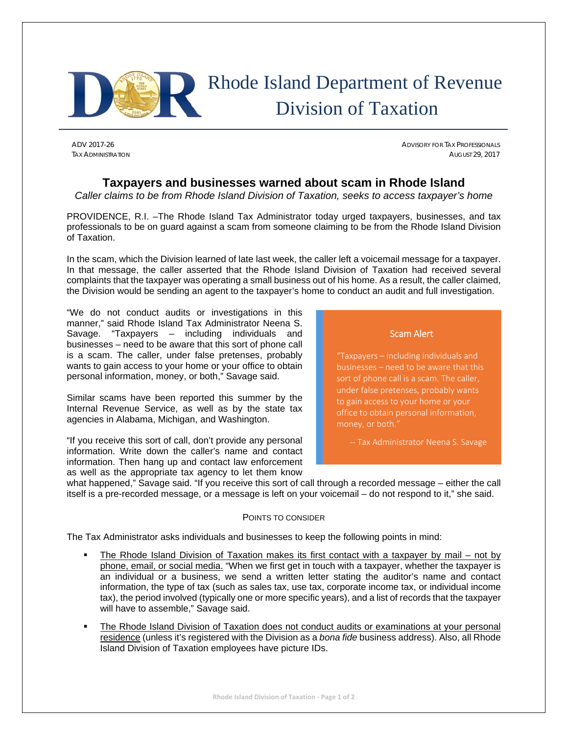# Rhode Island Department of Revenue
# Division of Taxation

ADV 2017-26
TAX ADMINISTRATION

ADVISORY FOR TAX PROFESSIONALS
AUGUST 29, 2017

## Taxpayers and businesses warned about scam in Rhode Island

*Caller claims to be from Rhode Island Division of Taxation, seeks to access taxpayer's home*

PROVIDENCE, R.I. –The Rhode Island Tax Administrator today urged taxpayers, businesses, and tax professionals to be on guard against a scam from someone claiming to be from the Rhode Island Division of Taxation.

In the scam, which the Division learned of late last week, the caller left a voicemail message for a taxpayer. In that message, the caller asserted that the Rhode Island Division of Taxation had received several complaints that the taxpayer was operating a small business out of his home. As a result, the caller claimed, the Division would be sending an agent to the taxpayer's home to conduct an audit and full investigation.

"We do not conduct audits or investigations in this manner," said Rhode Island Tax Administrator Neena S. Savage. "Taxpayers – including individuals and businesses – need to be aware that this sort of phone call is a scam. The caller, under false pretenses, probably wants to gain access to your home or your office to obtain personal information, money, or both," Savage said.

Similar scams have been reported this summer by the Internal Revenue Service, as well as by the state tax agencies in Alabama, Michigan, and Washington.

"If you receive this sort of call, don't provide any personal information. Write down the caller's name and contact information. Then hang up and contact law enforcement as well as the appropriate tax agency to let them know what happened," Savage said. "If you receive this sort of call through a recorded message – either the call itself is a pre-recorded message, or a message is left on your voicemail – do not respond to it," she said.

> **Scam Alert**
>
> "Taxpayers – including individuals and businesses – need to be aware that this sort of phone call is a scam. The caller, under false pretenses, probably wants to gain access to your home or your office to obtain personal information, money, or both."
>
> -- Tax Administrator Neena S. Savage

### POINTS TO CONSIDER

The Tax Administrator asks individuals and businesses to keep the following points in mind:

- The Rhode Island Division of Taxation makes its first contact with a taxpayer by mail – not by phone, email, or social media. "When we first get in touch with a taxpayer, whether the taxpayer is an individual or a business, we send a written letter stating the auditor's name and contact information, the type of tax (such as sales tax, use tax, corporate income tax, or individual income tax), the period involved (typically one or more specific years), and a list of records that the taxpayer will have to assemble," Savage said.
- The Rhode Island Division of Taxation does not conduct audits or examinations at your personal residence (unless it's registered with the Division as a *bona fide* business address). Also, all Rhode Island Division of Taxation employees have picture IDs.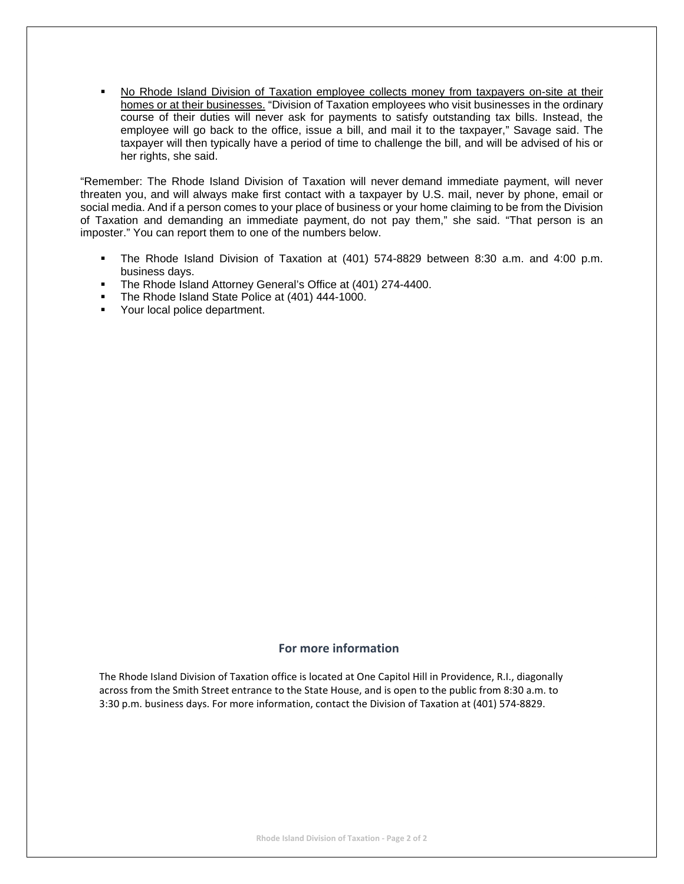- No Rhode Island Division of Taxation employee collects money from taxpayers on-site at their homes or at their businesses. "Division of Taxation employees who visit businesses in the ordinary course of their duties will never ask for payments to satisfy outstanding tax bills. Instead, the employee will go back to the office, issue a bill, and mail it to the taxpayer," Savage said. The taxpayer will then typically have a period of time to challenge the bill, and will be advised of his or her rights, she said.

"Remember: The Rhode Island Division of Taxation will never demand immediate payment, will never threaten you, and will always make first contact with a taxpayer by U.S. mail, never by phone, email or social media. And if a person comes to your place of business or your home claiming to be from the Division of Taxation and demanding an immediate payment, do not pay them," she said. "That person is an imposter." You can report them to one of the numbers below.

- The Rhode Island Division of Taxation at (401) 574-8829 between 8:30 a.m. and 4:00 p.m. business days.
- The Rhode Island Attorney General's Office at (401) 274-4400.
- The Rhode Island State Police at (401) 444-1000.
- Your local police department.

## For more information

The Rhode Island Division of Taxation office is located at One Capitol Hill in Providence, R.I., diagonally across from the Smith Street entrance to the State House, and is open to the public from 8:30 a.m. to 3:30 p.m. business days. For more information, contact the Division of Taxation at (401) 574-8829.